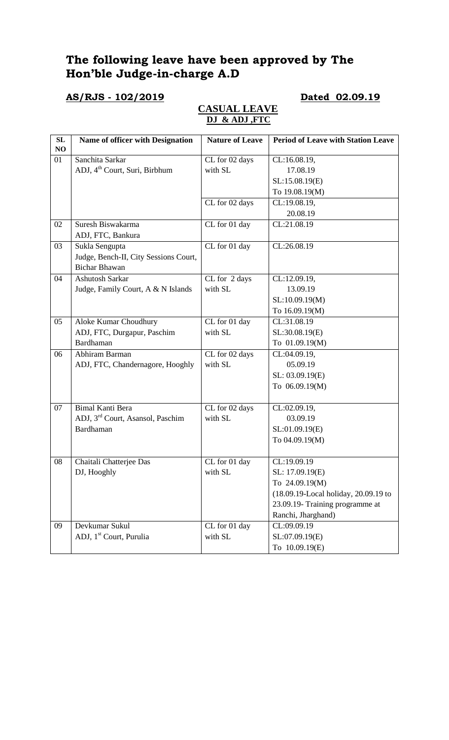# The following leave have been approved by The Hon'ble Judge-in-charge A.D

**AS/RJS - 102/2019** **Dated 02.09.19**

**CASUAL LEAVE**

**DJ & ADJ ,FTC**

| SL NO | Name of officer with Designation | Nature of Leave | Period of Leave with Station Leave |
|---|---|---|---|
| 01 | Sanchita Sarkar<br>ADJ, 4th Court, Suri, Birbhum | CL for 02 days with SL | CL:16.08.19,<br>17.08.19<br>SL:15.08.19(E)<br>To 19.08.19(M) |
| | | CL for 02 days | CL:19.08.19,<br>20.08.19 |
| 02 | Suresh Biswakarma<br>ADJ, FTC, Bankura | CL for 01 day | CL:21.08.19 |
| 03 | Sukla Sengupta<br>Judge, Bench-II, City Sessions Court, Bichar Bhawan | CL for 01 day | CL:26.08.19 |
| 04 | Ashutosh Sarkar<br>Judge, Family Court, A & N Islands | CL for 2 days with SL | CL:12.09.19,<br>13.09.19<br>SL:10.09.19(M)<br>To 16.09.19(M) |
| 05 | Aloke Kumar Choudhury<br>ADJ, FTC, Durgapur, Paschim Bardhaman | CL for 01 day with SL | CL:31.08.19<br>SL:30.08.19(E)<br>To 01.09.19(M) |
| 06 | Abhiram Barman<br>ADJ, FTC, Chandernagore, Hooghly | CL for 02 days with SL | CL:04.09.19,<br>05.09.19<br>SL: 03.09.19(E)<br>To 06.09.19(M) |
| 07 | Bimal Kanti Bera<br>ADJ, 3rd Court, Asansol, Paschim Bardhaman | CL for 02 days with SL | CL:02.09.19,<br>03.09.19<br>SL:01.09.19(E)<br>To 04.09.19(M) |
| 08 | Chaitali Chatterjee Das<br>DJ, Hooghly | CL for 01 day with SL | CL:19.09.19<br>SL: 17.09.19(E)<br>To 24.09.19(M)<br>(18.09.19-Local holiday, 20.09.19 to 23.09.19- Training programme at Ranchi, Jharghand) |
| 09 | Devkumar Sukul<br>ADJ, 1st Court, Purulia | CL for 01 day with SL | CL:09.09.19<br>SL:07.09.19(E)<br>To 10.09.19(E) |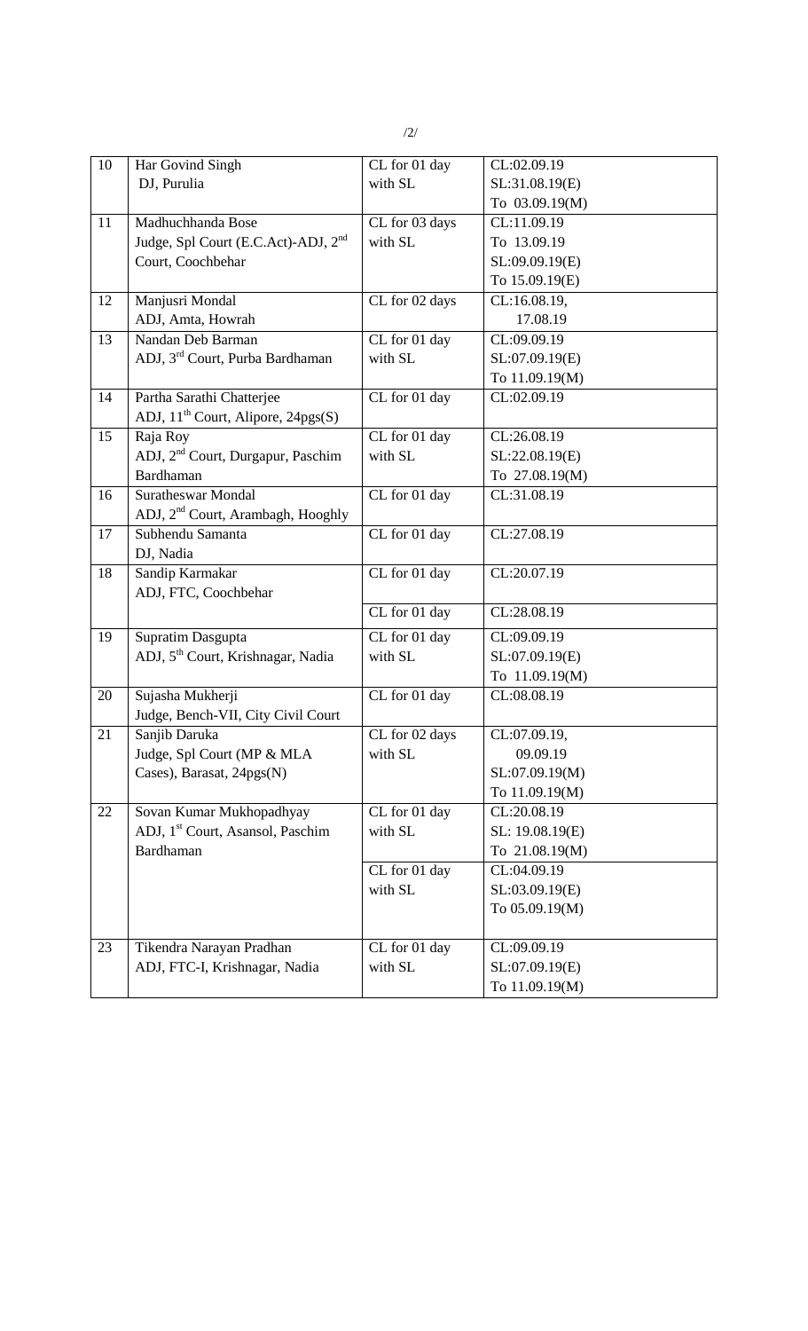| 10 | Har Govind Singh<br>DJ, Purulia | CL for 01 day with SL | CL:02.09.19<br>SL:31.08.19(E)<br>To 03.09.19(M) |
|---|---|---|---|
| 11 | Madhuchhanda Bose<br>Judge, Spl Court (E.C.Act)-ADJ, 2nd Court, Coochbehar | CL for 03 days with SL | CL:11.09.19<br>To 13.09.19<br>SL:09.09.19(E)<br>To 15.09.19(E) |
| 12 | Manjusri Mondal<br>ADJ, Amta, Howrah | CL for 02 days | CL:16.08.19,<br>17.08.19 |
| 13 | Nandan Deb Barman<br>ADJ, 3rd Court, Purba Bardhaman | CL for 01 day with SL | CL:09.09.19<br>SL:07.09.19(E)<br>To 11.09.19(M) |
| 14 | Partha Sarathi Chatterjee<br>ADJ, 11th Court, Alipore, 24pgs(S) | CL for 01 day | CL:02.09.19 |
| 15 | Raja Roy<br>ADJ, 2nd Court, Durgapur, Paschim Bardhaman | CL for 01 day with SL | CL:26.08.19<br>SL:22.08.19(E)<br>To 27.08.19(M) |
| 16 | Suratheswar Mondal<br>ADJ, 2nd Court, Arambagh, Hooghly | CL for 01 day | CL:31.08.19 |
| 17 | Subhendu Samanta<br>DJ, Nadia | CL for 01 day | CL:27.08.19 |
| 18 | Sandip Karmakar<br>ADJ, FTC, Coochbehar | CL for 01 day | CL:20.07.19 |
| | | CL for 01 day | CL:28.08.19 |
| 19 | Supratim Dasgupta<br>ADJ, 5th Court, Krishnagar, Nadia | CL for 01 day with SL | CL:09.09.19<br>SL:07.09.19(E)<br>To 11.09.19(M) |
| 20 | Sujasha Mukherji<br>Judge, Bench-VII, City Civil Court | CL for 01 day | CL:08.08.19 |
| 21 | Sanjib Daruka<br>Judge, Spl Court (MP & MLA Cases), Barasat, 24pgs(N) | CL for 02 days with SL | CL:07.09.19,<br>09.09.19<br>SL:07.09.19(M)<br>To 11.09.19(M) |
| 22 | Sovan Kumar Mukhopadhyay<br>ADJ, 1st Court, Asansol, Paschim Bardhaman | CL for 01 day with SL | CL:20.08.19<br>SL: 19.08.19(E)<br>To 21.08.19(M) |
| | | CL for 01 day with SL | CL:04.09.19<br>SL:03.09.19(E)<br>To 05.09.19(M) |
| 23 | Tikendra Narayan Pradhan<br>ADJ, FTC-I, Krishnagar, Nadia | CL for 01 day with SL | CL:09.09.19<br>SL:07.09.19(E)<br>To 11.09.19(M) |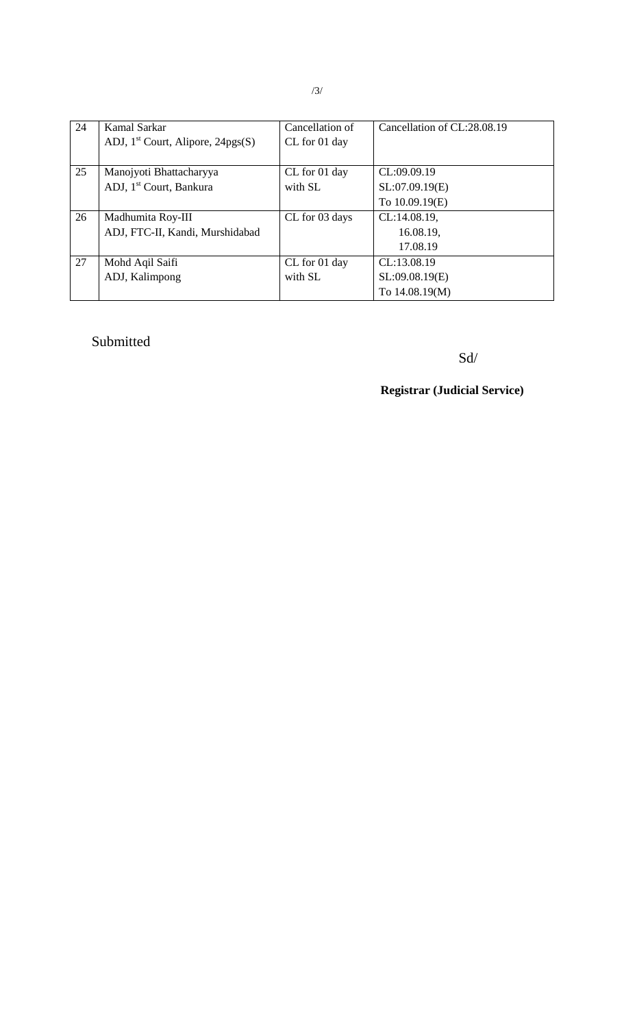| 24 | Kamal Sarkar<br>ADJ, 1st Court, Alipore, 24pgs(S) | Cancellation of CL for 01 day | Cancellation of CL:28.08.19 |
|---|---|---|---|
| 25 | Manojyoti Bhattacharyya<br>ADJ, 1st Court, Bankura | CL for 01 day with SL | CL:09.09.19<br>SL:07.09.19(E)<br>To 10.09.19(E) |
| 26 | Madhumita Roy-III<br>ADJ, FTC-II, Kandi, Murshidabad | CL for 03 days | CL:14.08.19,<br>16.08.19,<br>17.08.19 |
| 27 | Mohd Aqil Saifi<br>ADJ, Kalimpong | CL for 01 day with SL | CL:13.08.19<br>SL:09.08.19(E)<br>To 14.08.19(M) |

Submitted

Sd/

**Registrar (Judicial Service)**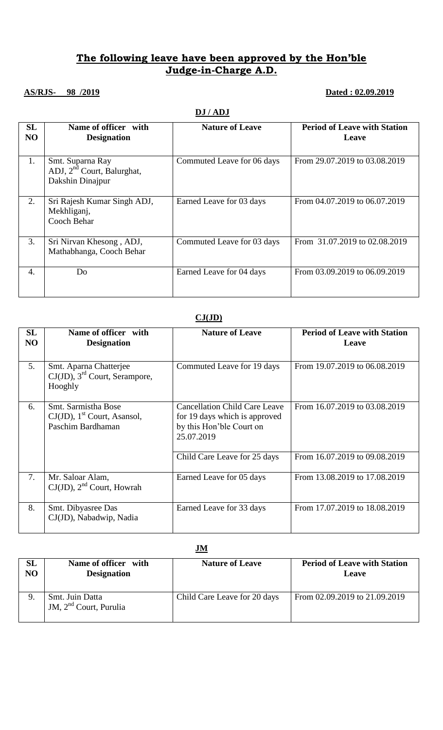## **The following leave have been approved by the Hon'ble Judge-in-Charge A.D.**

**AS/RJS- 98 /2019** **Dated : 02.09.2019**

**DJ / ADJ**

| SL NO | Name of officer with Designation | Nature of Leave | Period of Leave with Station Leave |
|---|---|---|---|
| 1. | Smt. Suparna Ray ADJ, 2nd Court, Balurghat, Dakshin Dinajpur | Commuted Leave for 06 days | From 29.07.2019 to 03.08.2019 |
| 2. | Sri Rajesh Kumar Singh ADJ, Mekhliganj, Cooch Behar | Earned Leave for 03 days | From 04.07.2019 to 06.07.2019 |
| 3. | Sri Nirvan Khesong , ADJ, Mathabhanga, Cooch Behar | Commuted Leave for 03 days | From 31.07.2019 to 02.08.2019 |
| 4. | Do | Earned Leave for 04 days | From 03.09.2019 to 06.09.2019 |

**CJ(JD)**

| SL NO | Name of officer with Designation | Nature of Leave | Period of Leave with Station Leave |
|---|---|---|---|
| 5. | Smt. Aparna Chatterjee CJ(JD), 3rd Court, Serampore, Hooghly | Commuted Leave for 19 days | From 19.07.2019 to 06.08.2019 |
| 6. | Smt. Sarmistha Bose CJ(JD), 1st Court, Asansol, Paschim Bardhaman | Cancellation Child Care Leave for 19 days which is approved by this Hon'ble Court on 25.07.2019 | From 16.07.2019 to 03.08.2019 |
| | | Child Care Leave for 25 days | From 16.07.2019 to 09.08.2019 |
| 7. | Mr. Saloar Alam, CJ(JD), 2nd Court, Howrah | Earned Leave for 05 days | From 13.08.2019 to 17.08.2019 |
| 8. | Smt. Dibyasree Das CJ(JD), Nabadwip, Nadia | Earned Leave for 33 days | From 17.07.2019 to 18.08.2019 |

**JM**

| SL NO | Name of officer with Designation | Nature of Leave | Period of Leave with Station Leave |
|---|---|---|---|
| 9. | Smt. Juin Datta JM, 2nd Court, Purulia | Child Care Leave for 20 days | From 02.09.2019 to 21.09.2019 |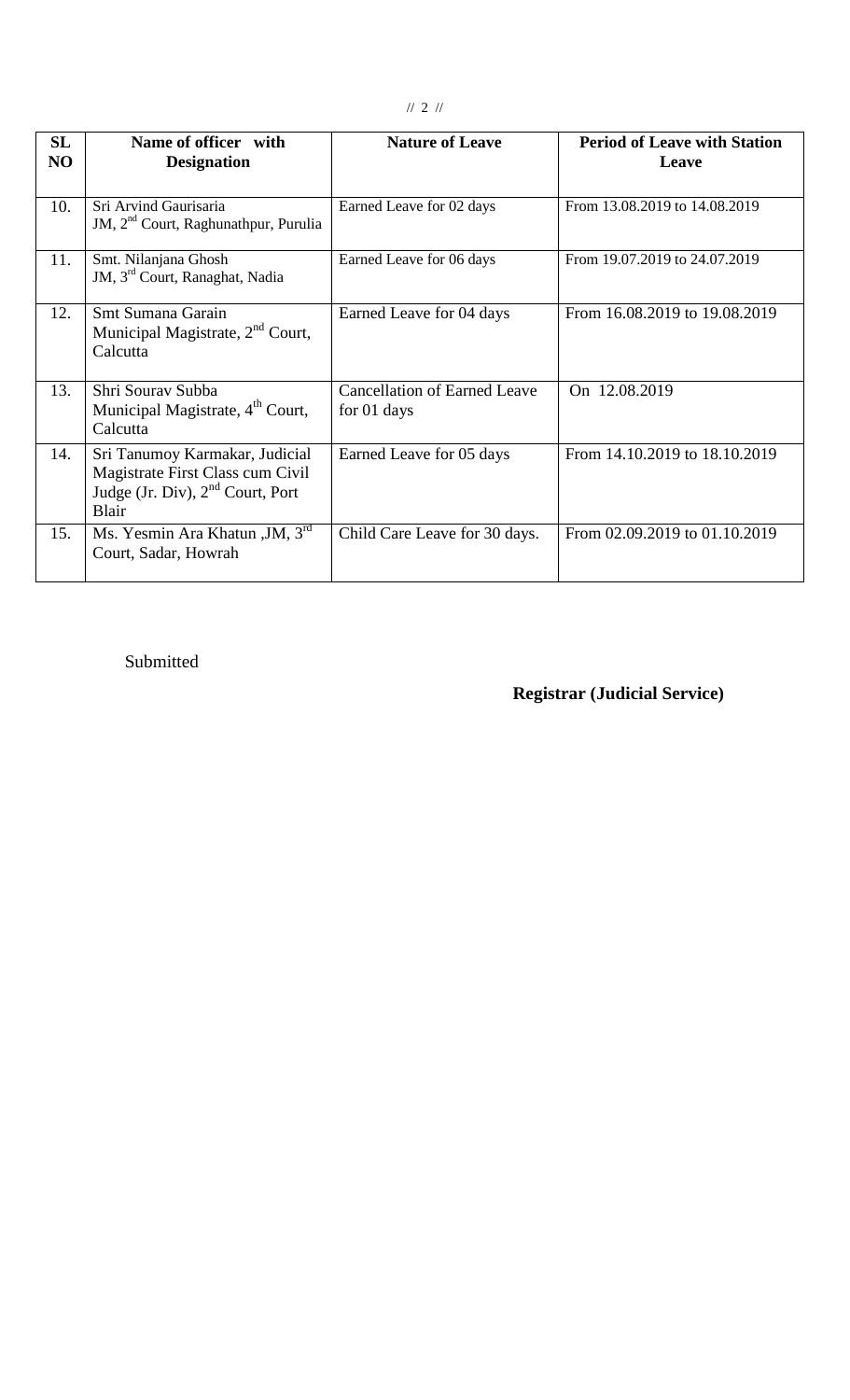| SL NO | Name of officer with Designation | Nature of Leave | Period of Leave with Station Leave |
|---|---|---|---|
| 10. | Sri Arvind Gaurisaria JM, 2nd Court, Raghunathpur, Purulia | Earned Leave for 02 days | From 13.08.2019 to 14.08.2019 |
| 11. | Smt. Nilanjana Ghosh JM, 3rd Court, Ranaghat, Nadia | Earned Leave for 06 days | From 19.07.2019 to 24.07.2019 |
| 12. | Smt Sumana Garain Municipal Magistrate, 2nd Court, Calcutta | Earned Leave for 04 days | From 16.08.2019 to 19.08.2019 |
| 13. | Shri Sourav Subba Municipal Magistrate, 4th Court, Calcutta | Cancellation of Earned Leave for 01 days | On 12.08.2019 |
| 14. | Sri Tanumoy Karmakar, Judicial Magistrate First Class cum Civil Judge (Jr. Div), 2nd Court, Port Blair | Earned Leave for 05 days | From 14.10.2019 to 18.10.2019 |
| 15. | Ms. Yesmin Ara Khatun ,JM, 3rd Court, Sadar, Howrah | Child Care Leave for 30 days. | From 02.09.2019 to 01.10.2019 |

Submitted

**Registrar (Judicial Service)**